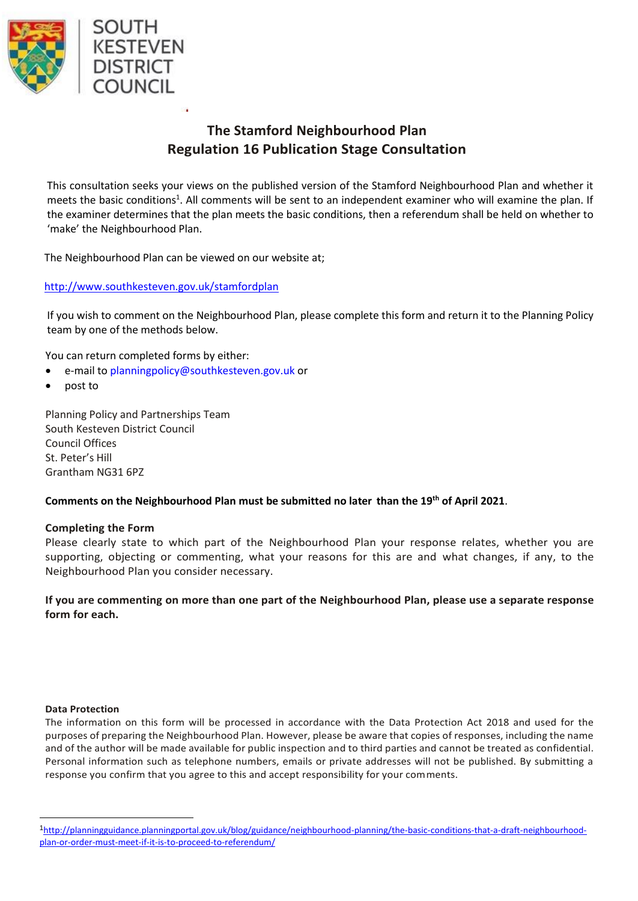SOUTH KESTEVEN DISTRICT COUNCIL

# The Stamford Neighbourhood Plan
## Regulation 16 Publication Stage Consultation

This consultation seeks your views on the published version of the Stamford Neighbourhood Plan and whether it meets the basic conditions[1]. All comments will be sent to an independent examiner who will examine the plan. If the examiner determines that the plan meets the basic conditions, then a referendum shall be held on whether to 'make' the Neighbourhood Plan.

The Neighbourhood Plan can be viewed on our website at;

http://www.southkesteven.gov.uk/stamfordplan

If you wish to comment on the Neighbourhood Plan, please complete this form and return it to the Planning Policy team by one of the methods below.

You can return completed forms by either:

- e-mail to planningpolicy@southkesteven.gov.uk or
- post to

Planning Policy and Partnerships Team
South Kesteven District Council
Council Offices
St. Peter's Hill
Grantham NG31 6PZ

**Comments on the Neighbourhood Plan must be submitted no later than the 19th of April 2021**.

**Completing the Form**

Please clearly state to which part of the Neighbourhood Plan your response relates, whether you are supporting, objecting or commenting, what your reasons for this are and what changes, if any, to the Neighbourhood Plan you consider necessary.

**If you are commenting on more than one part of the Neighbourhood Plan, please use a separate response form for each.**

**Data Protection**

The information on this form will be processed in accordance with the Data Protection Act 2018 and used for the purposes of preparing the Neighbourhood Plan. However, please be aware that copies of responses, including the name and of the author will be made available for public inspection and to third parties and cannot be treated as confidential. Personal information such as telephone numbers, emails or private addresses will not be published. By submitting a response you confirm that you agree to this and accept responsibility for your comments.

[1] http://planningguidance.planningportal.gov.uk/blog/guidance/neighbourhood-planning/the-basic-conditions-that-a-draft-neighbourhood-plan-or-order-must-meet-if-it-is-to-proceed-to-referendum/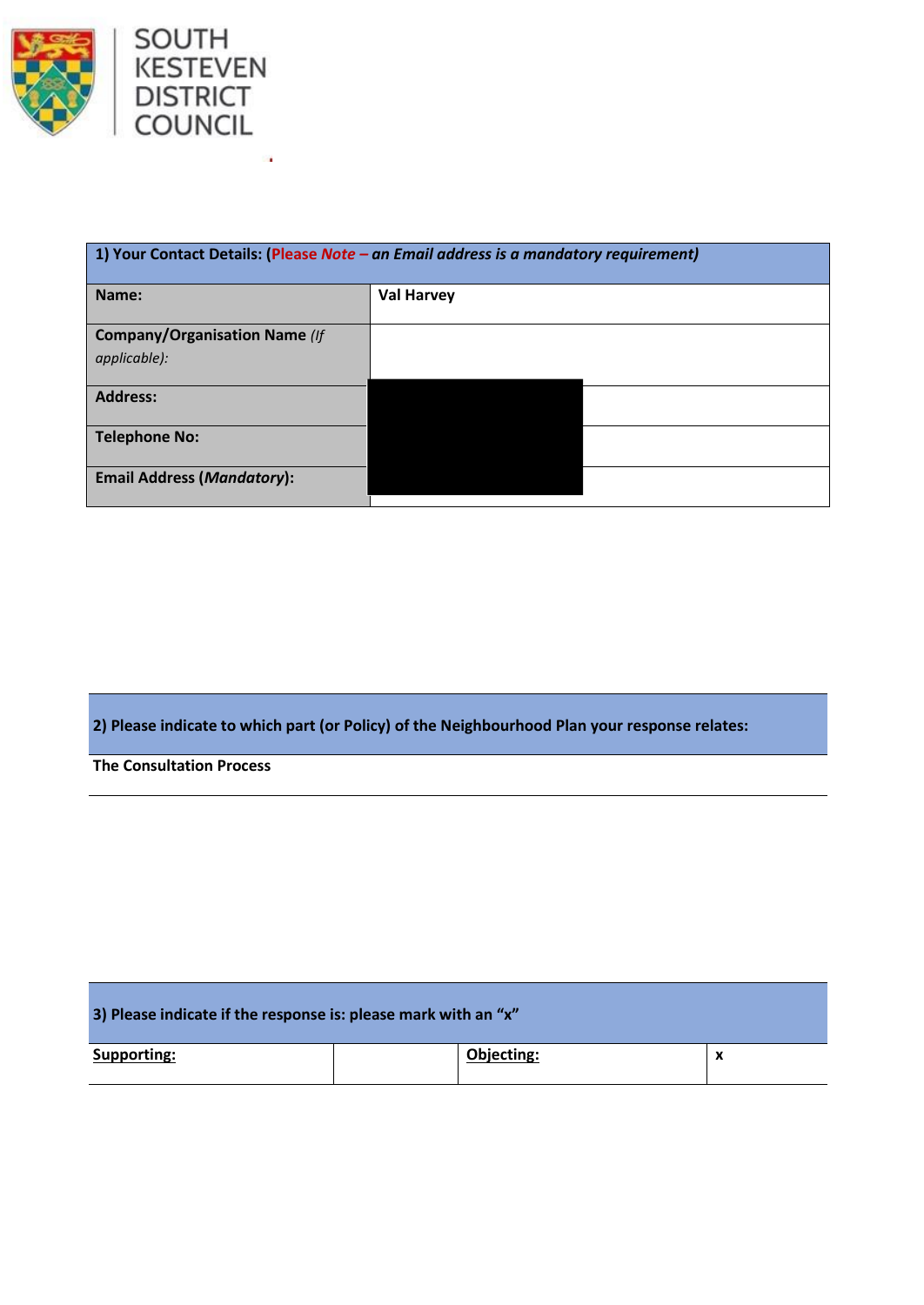SOUTH KESTEVEN DISTRICT COUNCIL

| 1) Your Contact Details: (Please *Note* – *an Email address is a mandatory requirement)* | |
|---|---|
| **Name:** | **Val Harvey** |
| **Company/Organisation Name** *(If applicable):* | |
| **Address:** | |
| **Telephone No:** | |
| **Email Address (*Mandatory*):** | |

| 2) Please indicate to which part (or Policy) of the Neighbourhood Plan your response relates: |
|---|
| **The Consultation Process** |

| 3) Please indicate if the response is: please mark with an "x" | | | |
|---|---|---|---|
| **Supporting:** | | **Objecting:** | **x** |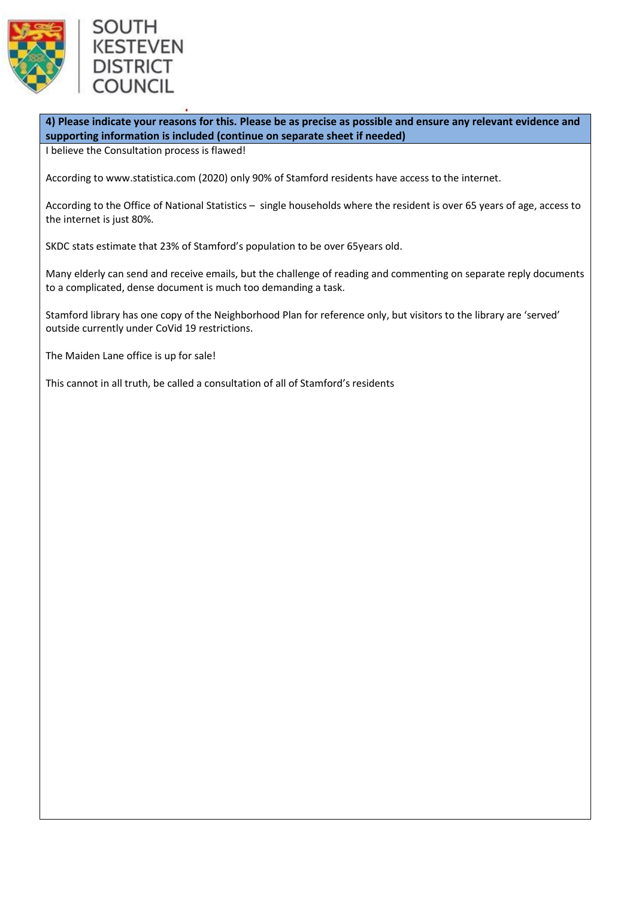SOUTH KESTEVEN DISTRICT COUNCIL

**4) Please indicate your reasons for this. Please be as precise as possible and ensure any relevant evidence and supporting information is included (continue on separate sheet if needed)**

I believe the Consultation process is flawed!

According to www.statistica.com (2020) only 90% of Stamford residents have access to the internet.

According to the Office of National Statistics – single households where the resident is over 65 years of age, access to the internet is just 80%.

SKDC stats estimate that 23% of Stamford's population to be over 65years old.

Many elderly can send and receive emails, but the challenge of reading and commenting on separate reply documents to a complicated, dense document is much too demanding a task.

Stamford library has one copy of the Neighborhood Plan for reference only, but visitors to the library are 'served' outside currently under CoVid 19 restrictions.

The Maiden Lane office is up for sale!

This cannot in all truth, be called a consultation of all of Stamford's residents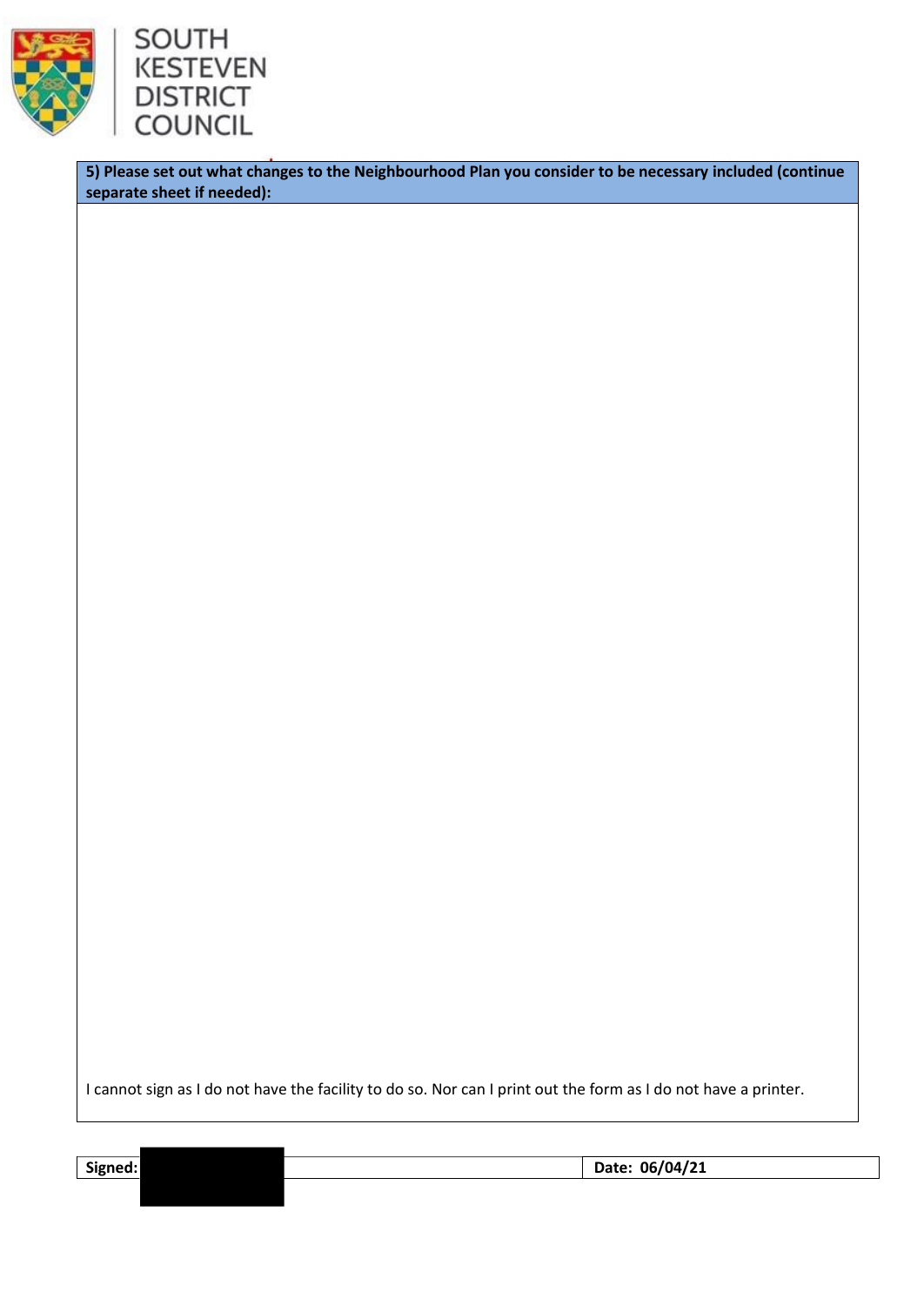SOUTH KESTEVEN DISTRICT COUNCIL

| **5) Please set out what changes to the Neighbourhood Plan you consider to be necessary included (continue separate sheet if needed):** |
|---|
| I cannot sign as I do not have the facility to do so. Nor can I print out the form as I do not have a printer. |

| **Signed:** | | **Date: 06/04/21** |
|---|---|---|